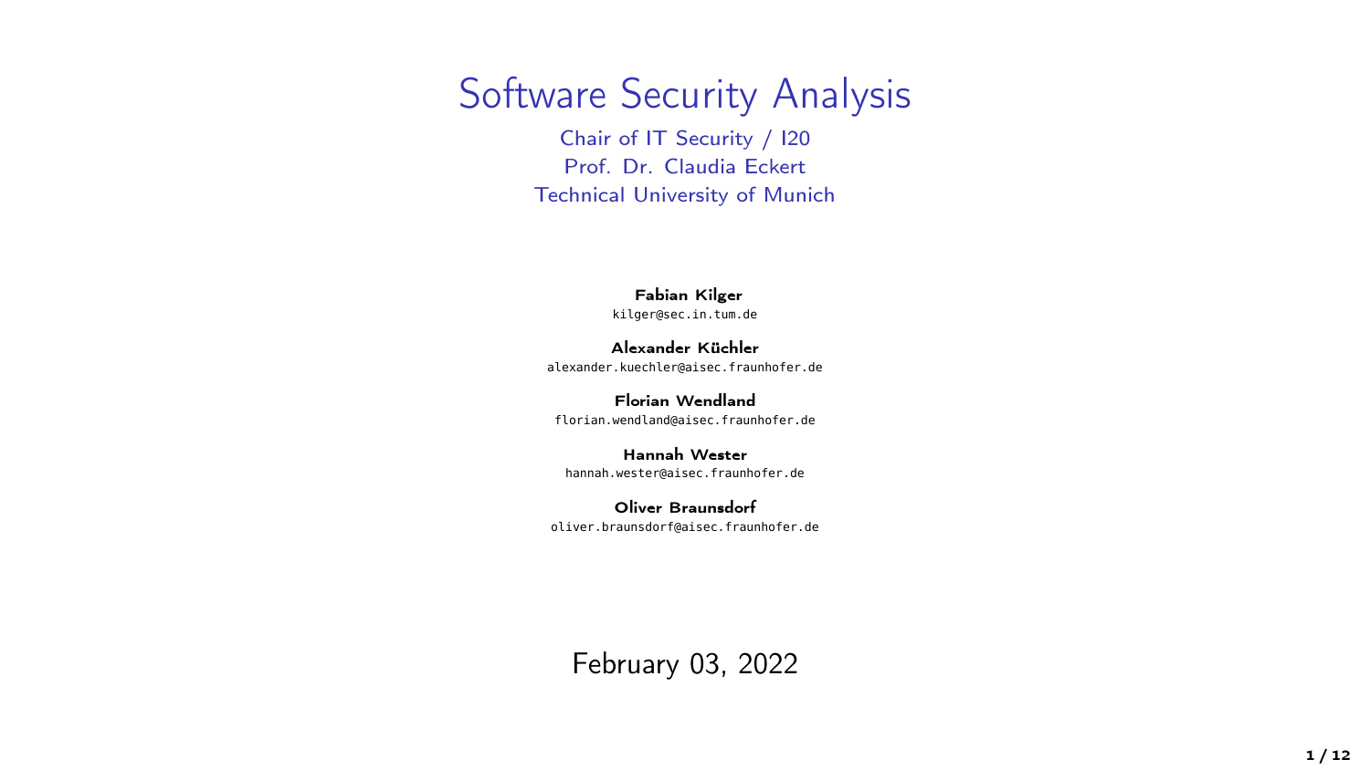# Software Security Analysis

Chair of IT Security / I20
Prof. Dr. Claudia Eckert
Technical University of Munich

**Fabian Kilger**
kilger@sec.in.tum.de

**Alexander Küchler**
alexander.kuechler@aisec.fraunhofer.de

**Florian Wendland**
florian.wendland@aisec.fraunhofer.de

**Hannah Wester**
hannah.wester@aisec.fraunhofer.de

**Oliver Braunsdorf**
oliver.braunsdorf@aisec.fraunhofer.de

February 03, 2022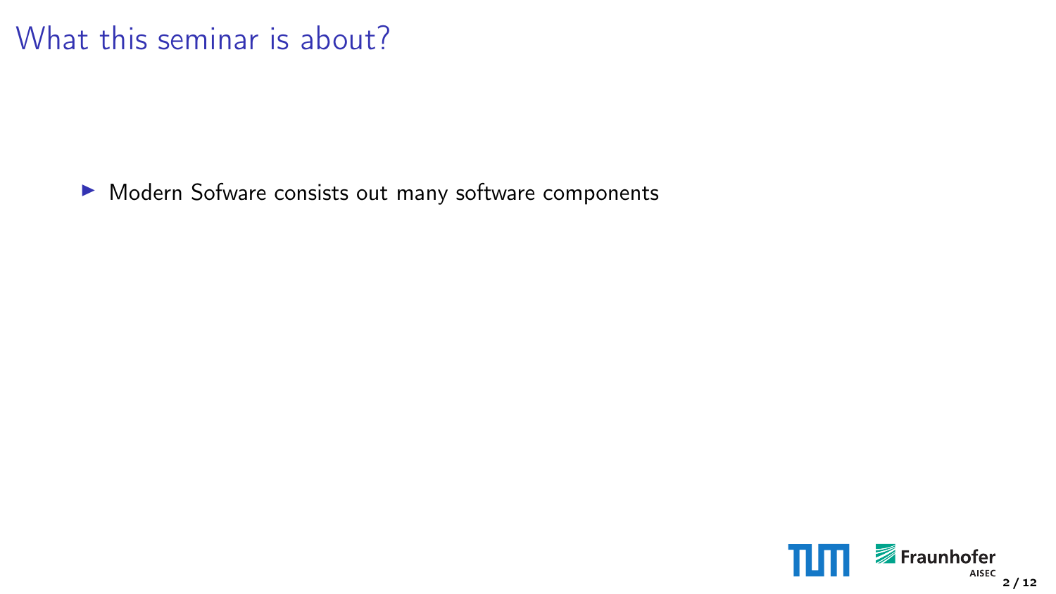# What this seminar is about?

- Modern Sofware consists out many software components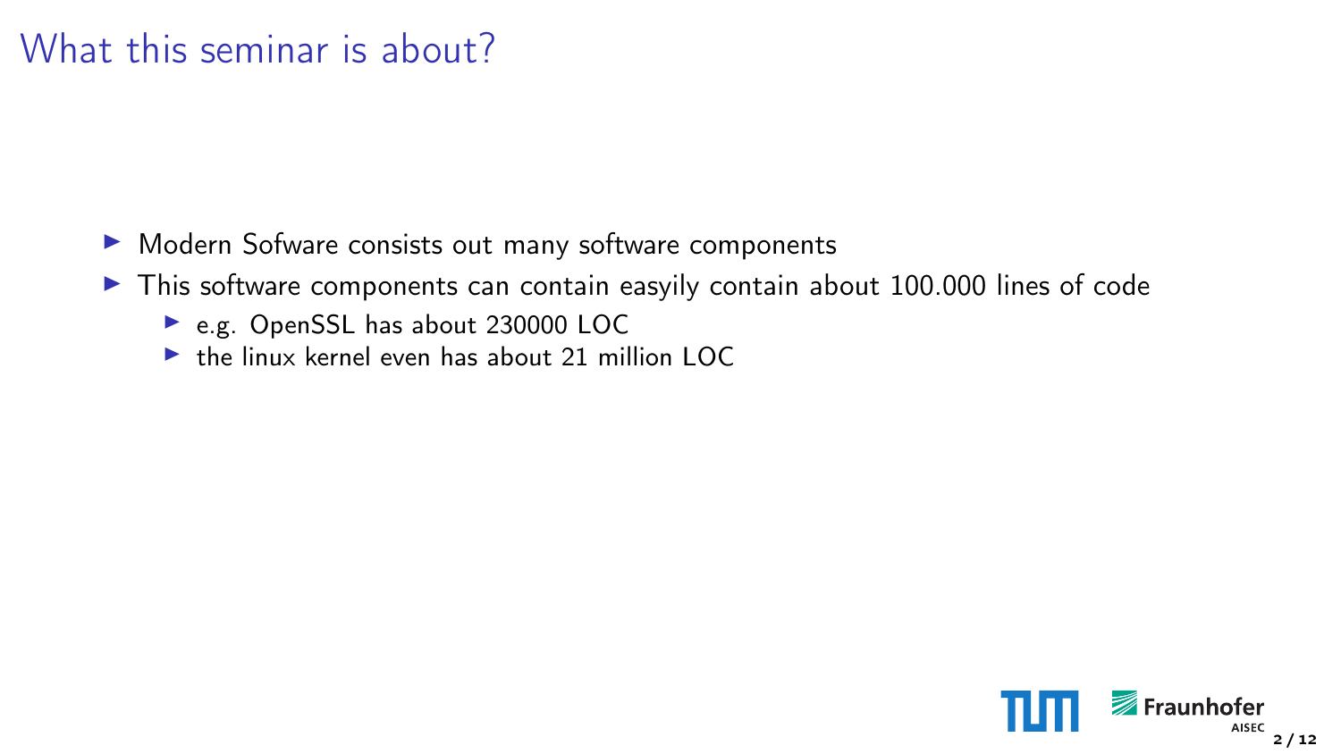# What this seminar is about?

- Modern Sofware consists out many software components
- This software components can contain easyily contain about 100.000 lines of code
  - e.g. OpenSSL has about 230000 LOC
  - the linux kernel even has about 21 million LOC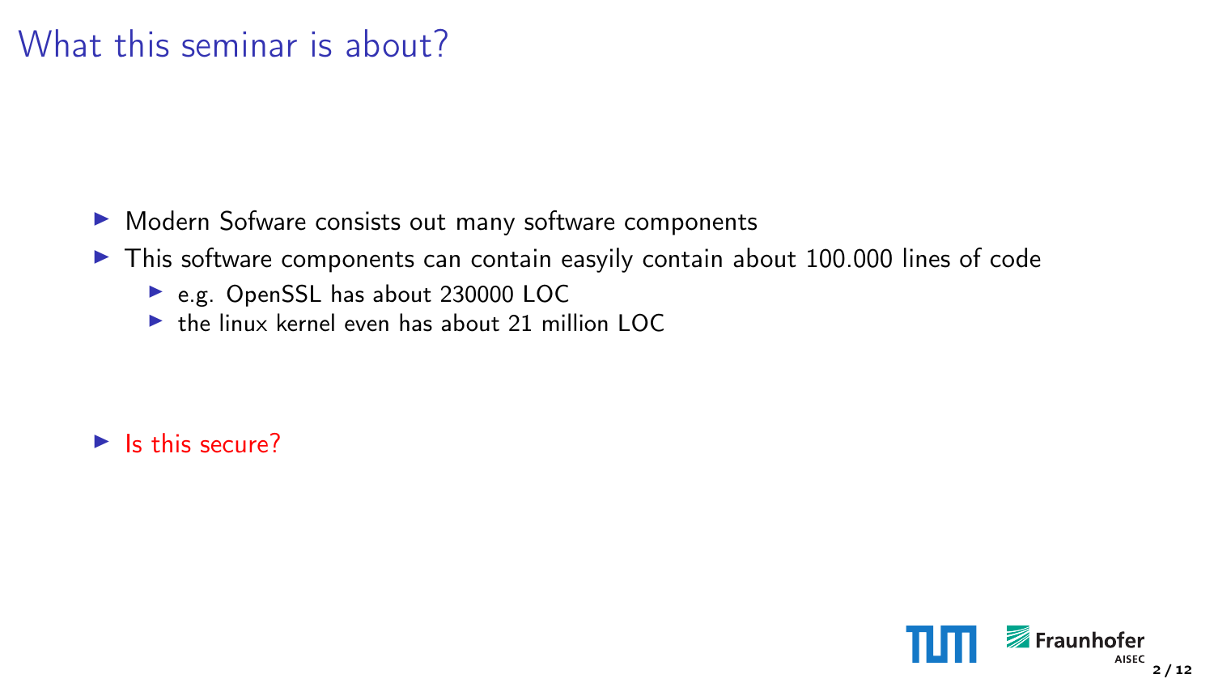# What this seminar is about?

- Modern Sofware consists out many software components
- This software components can contain easyily contain about 100.000 lines of code
  - e.g. OpenSSL has about 230000 LOC
  - the linux kernel even has about 21 million LOC

- Is this secure?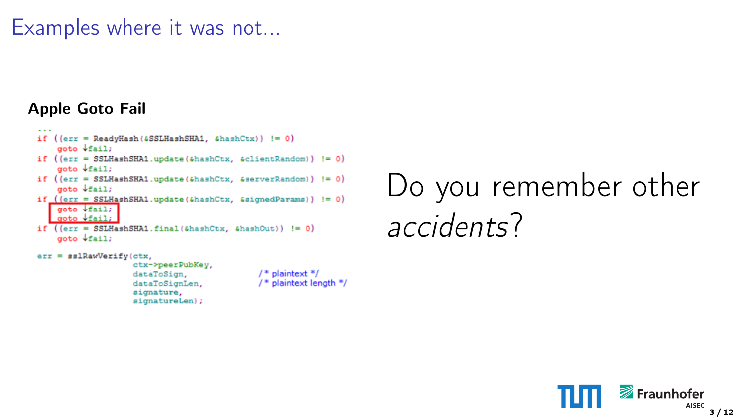# Examples where it was not...

**Apple Goto Fail**

```
...
if ((err = ReadyHash(&SSLHashSHA1, &hashCtx)) != 0)
    goto ↓fail;
if ((err = SSLHashSHA1.update(&hashCtx, &clientRandom)) != 0)
    goto ↓fail;
if ((err = SSLHashSHA1.update(&hashCtx, &serverRandom)) != 0)
    goto ↓fail;
if ((err = SSLHashSHA1.update(&hashCtx, &signedParams)) != 0)
    goto ↓fail;
    goto ↓fail;
if ((err = SSLHashSHA1.final(&hashCtx, &hashOut)) != 0)
    goto ↓fail;

err = sslRawVerify(ctx,
                   ctx->peerPubKey,
                   dataToSign,              /* plaintext */
                   dataToSignLen,           /* plaintext length */
                   signature,
                   signatureLen);
```

Do you remember other *accidents*?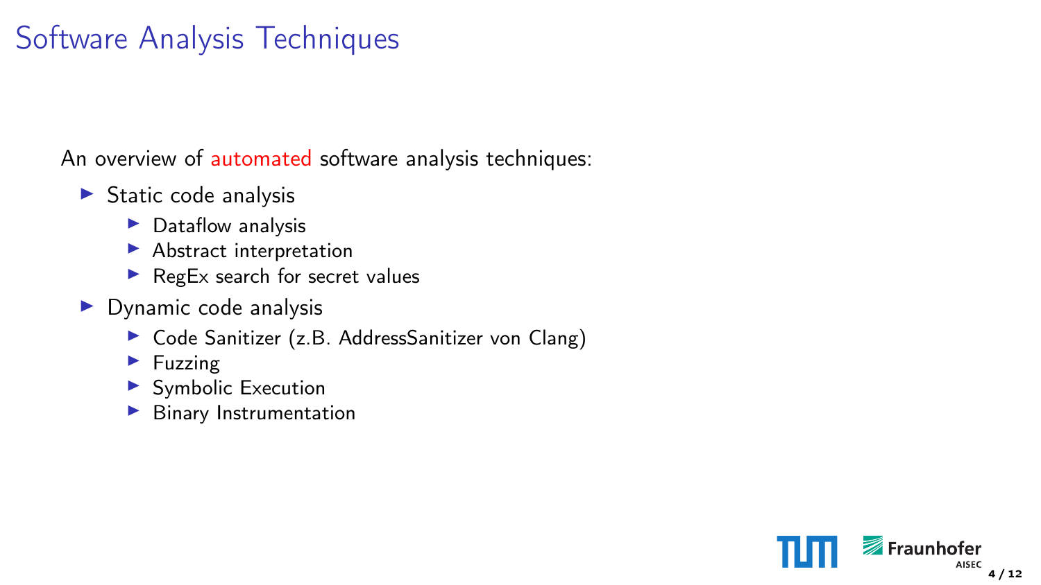# Software Analysis Techniques

An overview of automated software analysis techniques:

- Static code analysis
  - Dataflow analysis
  - Abstract interpretation
  - RegEx search for secret values
- Dynamic code analysis
  - Code Sanitizer (z.B. AddressSanitizer von Clang)
  - Fuzzing
  - Symbolic Execution
  - Binary Instrumentation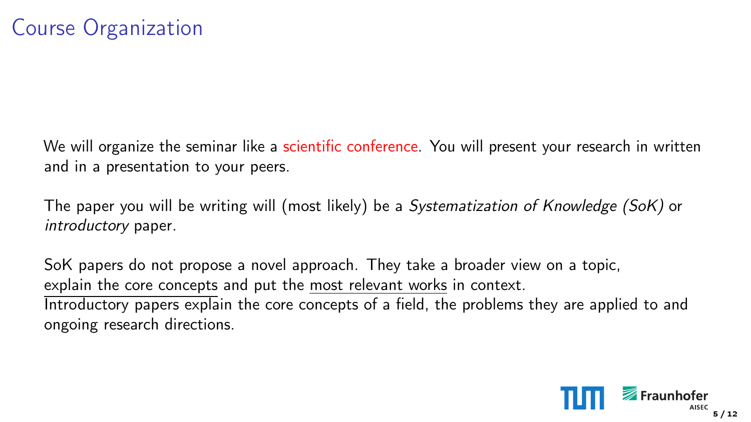# Course Organization

We will organize the seminar like a scientific conference. You will present your research in written and in a presentation to your peers.

The paper you will be writing will (most likely) be a *Systematization of Knowledge (SoK)* or *introductory* paper.

SoK papers do not propose a novel approach. They take a broader view on a topic, <u>explain the core concepts</u> and put the <u>most relevant works</u> in context.
Introductory papers explain the core concepts of a field, the problems they are applied to and ongoing research directions.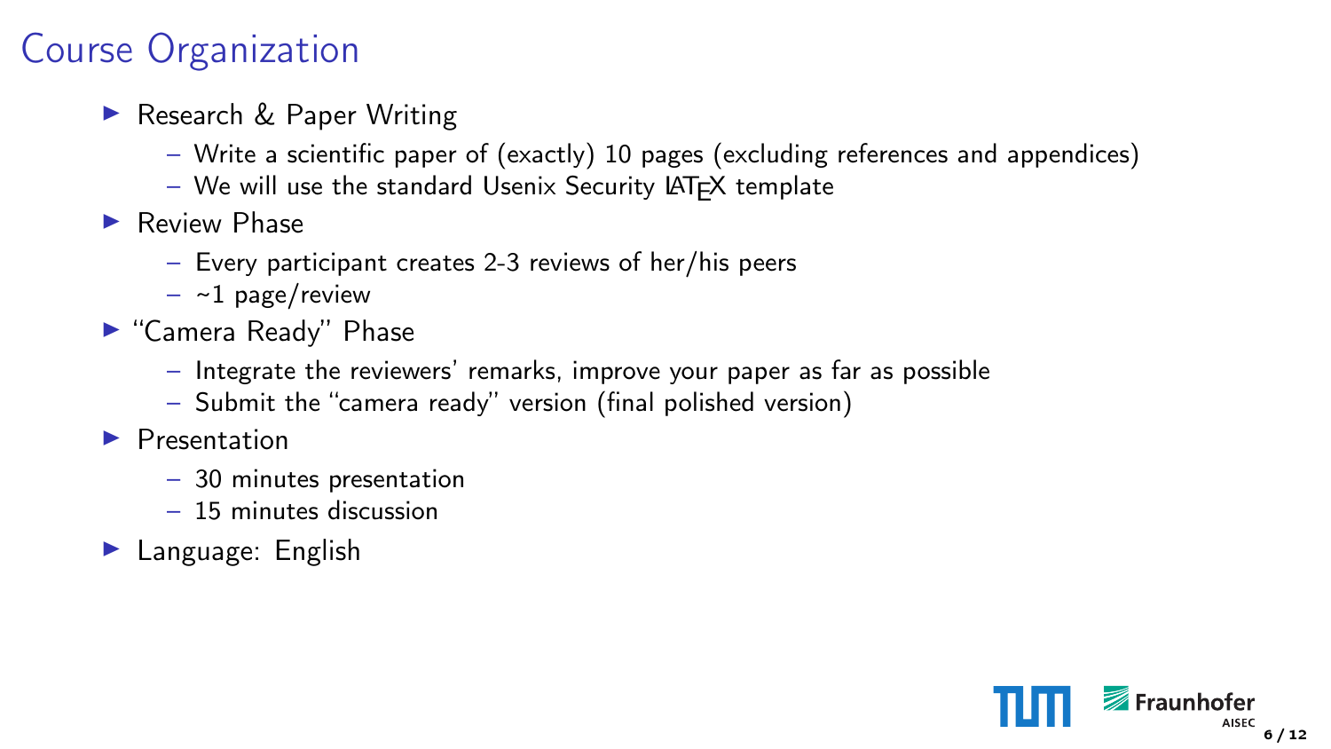# Course Organization

- Research & Paper Writing
  - Write a scientific paper of (exactly) 10 pages (excluding references and appendices)
  - We will use the standard Usenix Security LaTeX template
- Review Phase
  - Every participant creates 2-3 reviews of her/his peers
  - ~1 page/review
- "Camera Ready" Phase
  - Integrate the reviewers' remarks, improve your paper as far as possible
  - Submit the "camera ready" version (final polished version)
- Presentation
  - 30 minutes presentation
  - 15 minutes discussion
- Language: English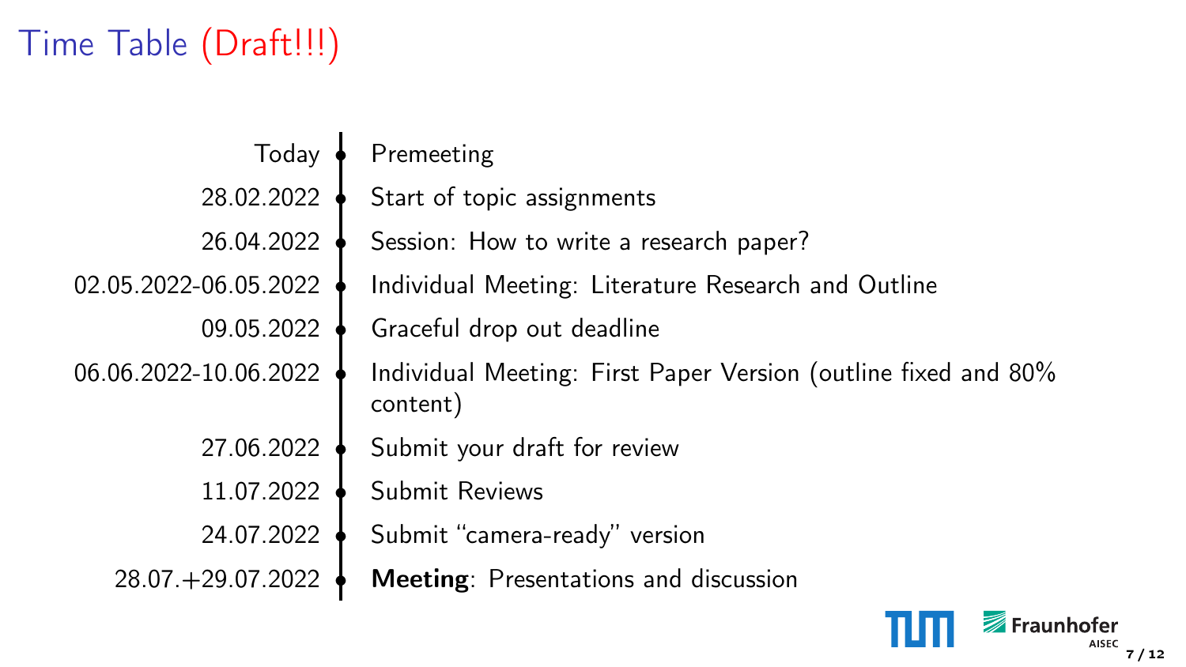# Time Table (Draft!!!)

| Date | Event |
| --- | --- |
| Today | Premeeting |
| 28.02.2022 | Start of topic assignments |
| 26.04.2022 | Session: How to write a research paper? |
| 02.05.2022-06.05.2022 | Individual Meeting: Literature Research and Outline |
| 09.05.2022 | Graceful drop out deadline |
| 06.06.2022-10.06.2022 | Individual Meeting: First Paper Version (outline fixed and 80% content) |
| 27.06.2022 | Submit your draft for review |
| 11.07.2022 | Submit Reviews |
| 24.07.2022 | Submit "camera-ready" version |
| 28.07.+29.07.2022 | **Meeting**: Presentations and discussion |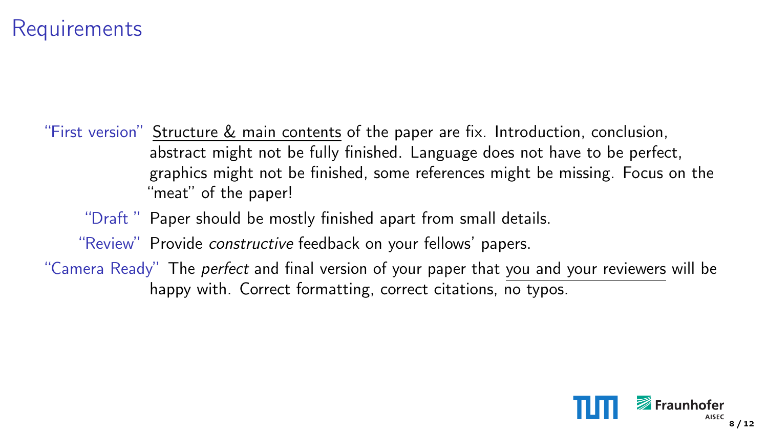# Requirements

"First version"
: Structure & main contents of the paper are fix. Introduction, conclusion, abstract might not be fully finished. Language does not have to be perfect, graphics might not be finished, some references might be missing. Focus on the "meat" of the paper!

"Draft "
: Paper should be mostly finished apart from small details.

"Review"
: Provide *constructive* feedback on your fellows' papers.

"Camera Ready"
: The *perfect* and final version of your paper that you and your reviewers will be happy with. Correct formatting, correct citations, no typos.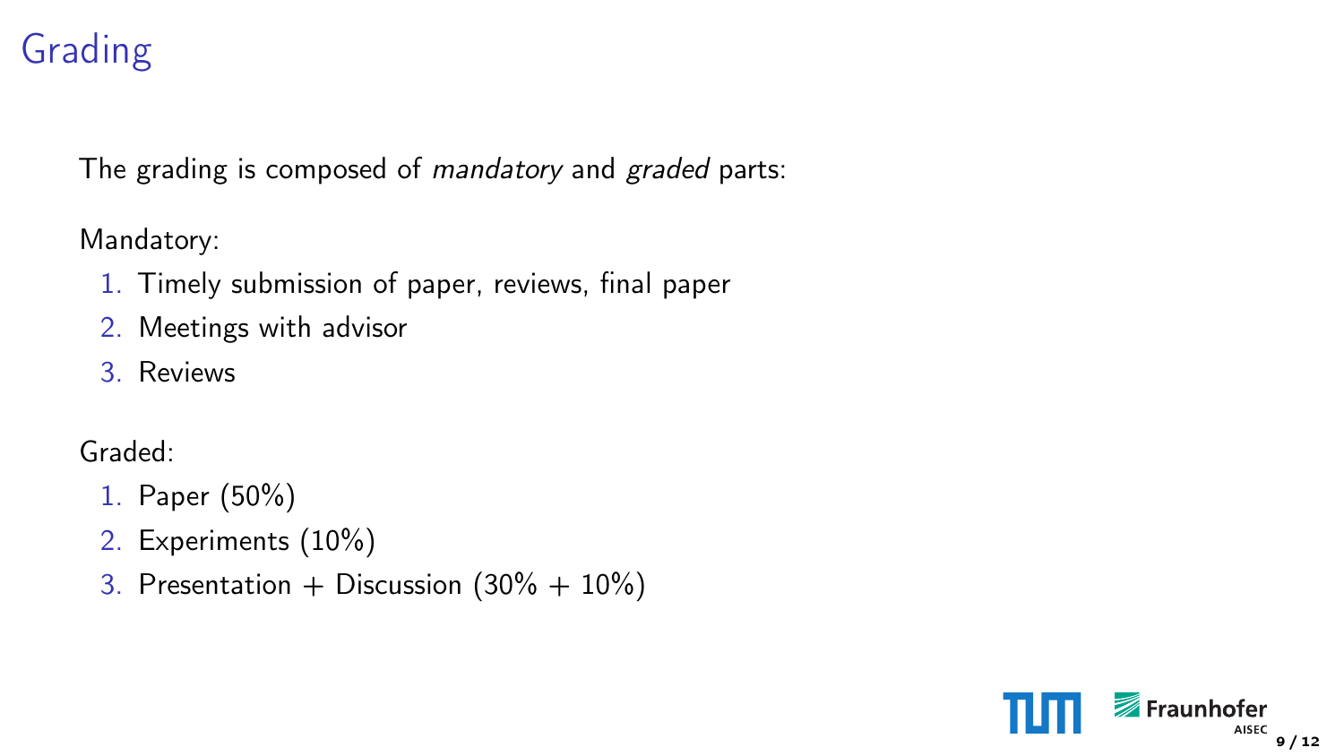# Grading

The grading is composed of *mandatory* and *graded* parts:

Mandatory:

1. Timely submission of paper, reviews, final paper
2. Meetings with advisor
3. Reviews

Graded:

1. Paper (50%)
2. Experiments (10%)
3. Presentation + Discussion (30% + 10%)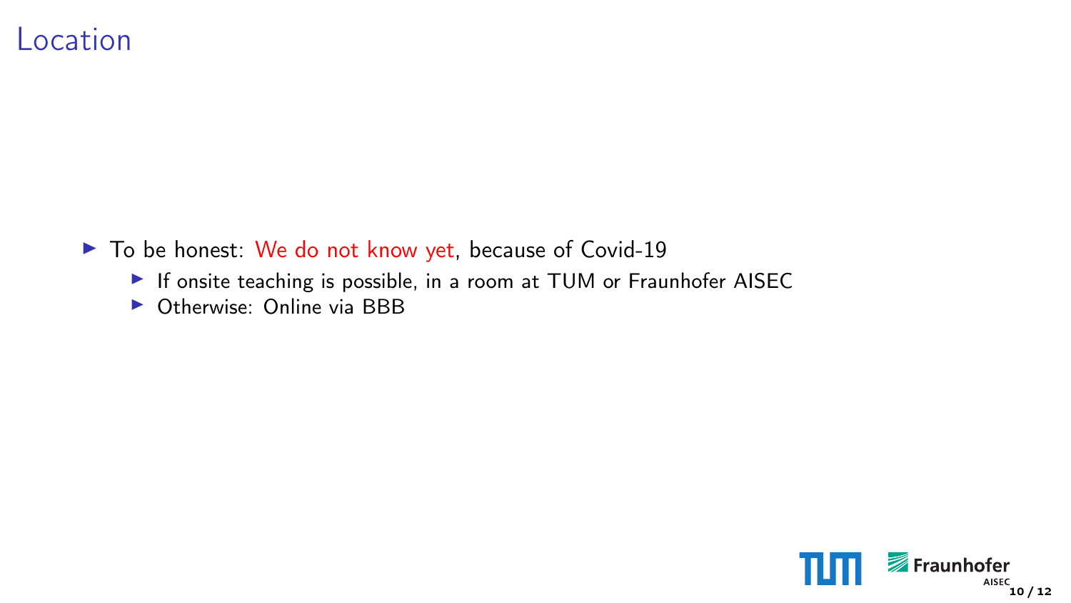# Location

- To be honest: We do not know yet, because of Covid-19
  - If onsite teaching is possible, in a room at TUM or Fraunhofer AISEC
  - Otherwise: Online via BBB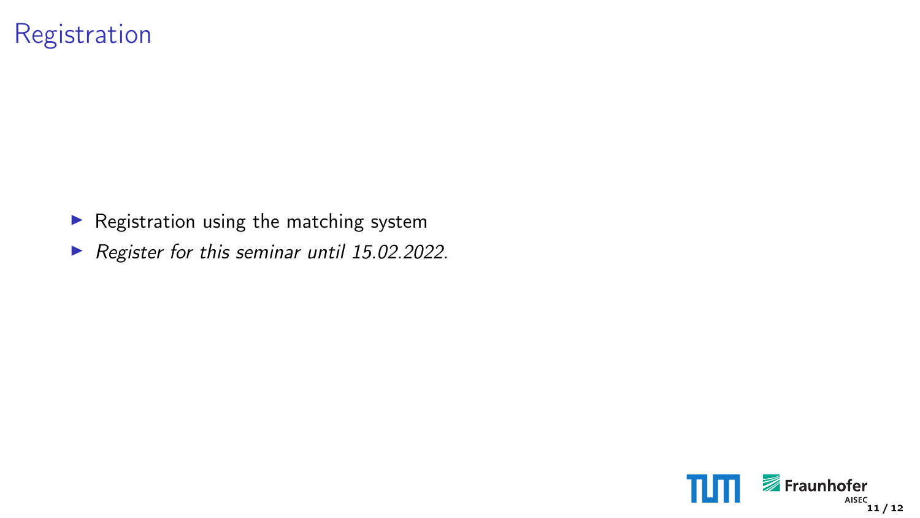# Registration

- Registration using the matching system
- *Register for this seminar until 15.02.2022.*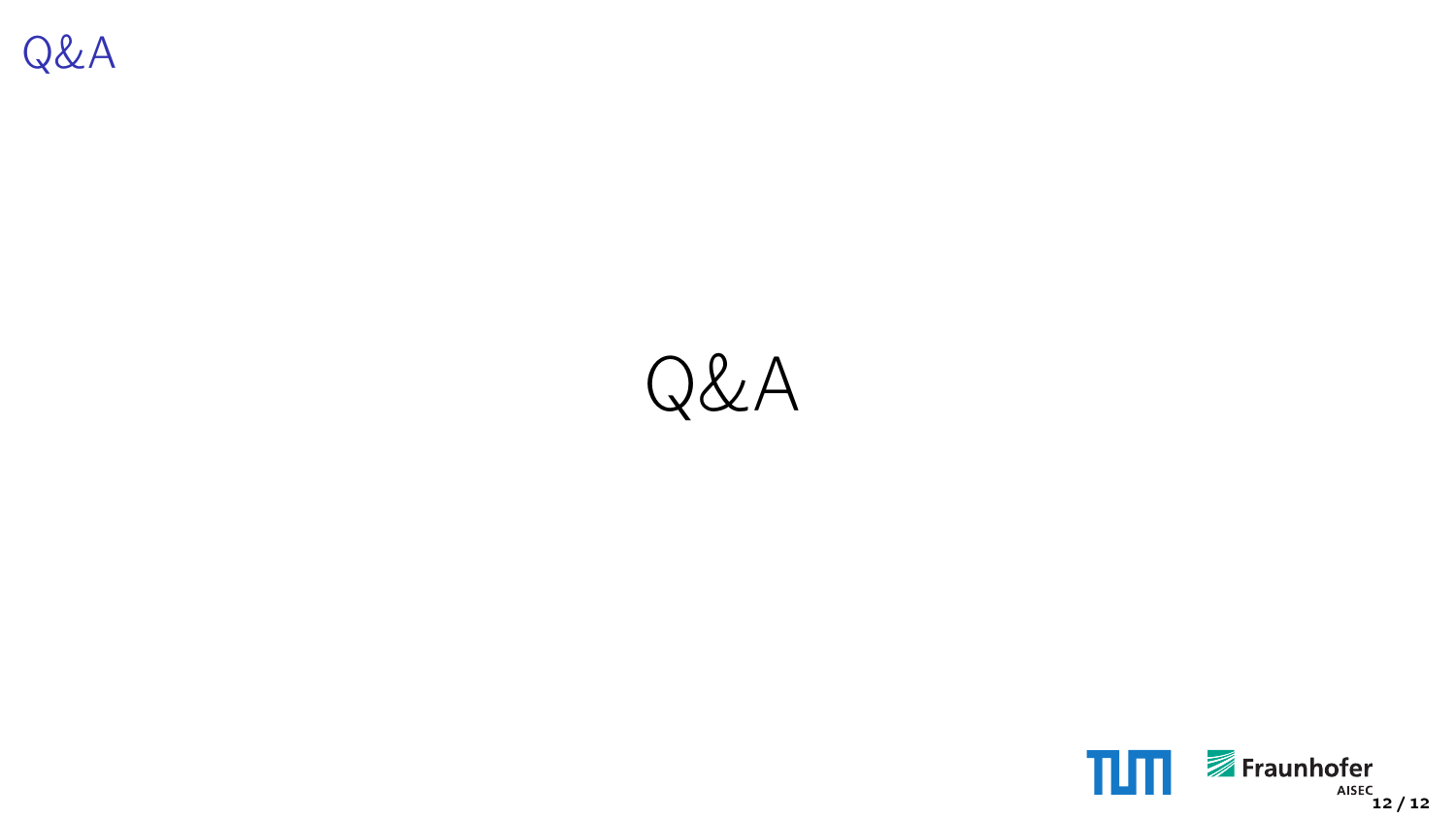# Q&A

Q&A